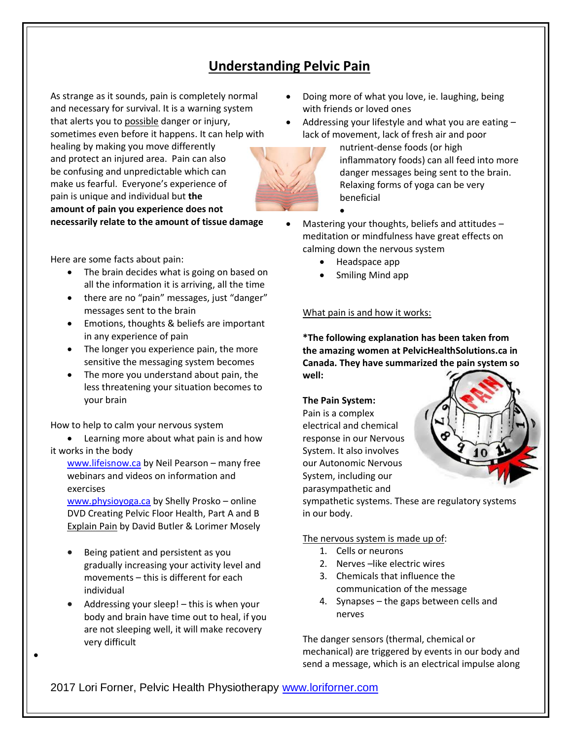# Understanding Pelvic Pain

As strange as it sounds, pain is completely normal and necessary for survival. It is a warning system that alerts you to possible danger or injury, sometimes even before it happens. It can help with healing by making you move differently and protect an injured area. Pain can also be confusing and unpredictable which can make us fearful. Everyone's experience of pain is unique and individual but **the amount of pain you experience does not necessarily relate to the amount of tissue damage**

Here are some facts about pain:

- The brain decides what is going on based on all the information it is arriving, all the time
- there are no "pain" messages, just "danger" messages sent to the brain
- Emotions, thoughts & beliefs are important in any experience of pain
- The longer you experience pain, the more sensitive the messaging system becomes
- The more you understand about pain, the less threatening your situation becomes to your brain

How to help to calm your nervous system

- Learning more about what pain is and how it works in the body

  www.lifeisnow.ca by Neil Pearson – many free webinars and videos on information and exercises

  www.physioyoga.ca by Shelly Prosko – online DVD Creating Pelvic Floor Health, Part A and B

  Explain Pain by David Butler & Lorimer Mosely

- Being patient and persistent as you gradually increasing your activity level and movements – this is different for each individual
- Addressing your sleep! – this is when your body and brain have time out to heal, if you are not sleeping well, it will make recovery very difficult
- Doing more of what you love, ie. laughing, being with friends or loved ones
- Addressing your lifestyle and what you are eating – lack of movement, lack of fresh air and poor nutrient-dense foods (or high inflammatory foods) can all feed into more danger messages being sent to the brain. Relaxing forms of yoga can be very beneficial
- Mastering your thoughts, beliefs and attitudes – meditation or mindfulness have great effects on calming down the nervous system
  - Headspace app
  - Smiling Mind app

What pain is and how it works:

***The following explanation has been taken from the amazing women at PelvicHealthSolutions.ca in Canada. They have summarized the pain system so well:**

**The Pain System:**
Pain is a complex electrical and chemical response in our Nervous System. It also involves our Autonomic Nervous System, including our parasympathetic and sympathetic systems. These are regulatory systems in our body.

The nervous system is made up of:

1. Cells or neurons
2. Nerves –like electric wires
3. Chemicals that influence the communication of the message
4. Synapses – the gaps between cells and nerves

The danger sensors (thermal, chemical or mechanical) are triggered by events in our body and send a message, which is an electrical impulse along

2017 Lori Forner, Pelvic Health Physiotherapy www.loriforner.com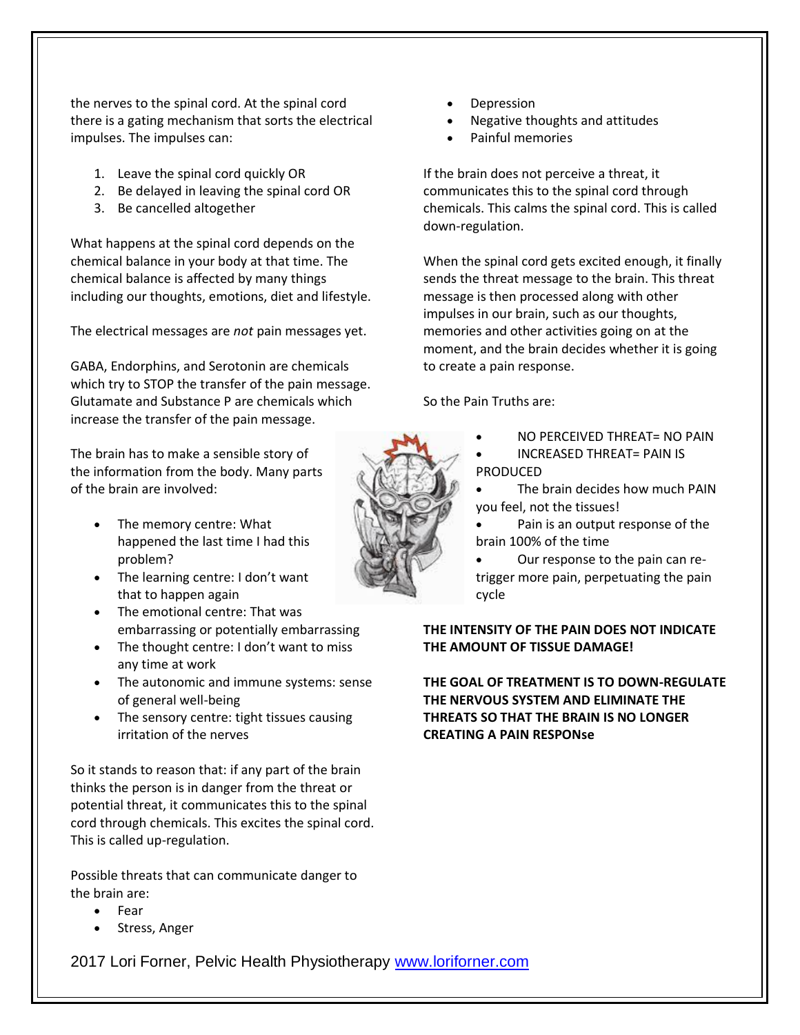the nerves to the spinal cord. At the spinal cord there is a gating mechanism that sorts the electrical impulses. The impulses can:

1. Leave the spinal cord quickly OR
2. Be delayed in leaving the spinal cord OR
3. Be cancelled altogether

What happens at the spinal cord depends on the chemical balance in your body at that time. The chemical balance is affected by many things including our thoughts, emotions, diet and lifestyle.

The electrical messages are *not* pain messages yet.

GABA, Endorphins, and Serotonin are chemicals which try to STOP the transfer of the pain message. Glutamate and Substance P are chemicals which increase the transfer of the pain message.

The brain has to make a sensible story of the information from the body. Many parts of the brain are involved:

- The memory centre: What happened the last time I had this problem?
- The learning centre: I don't want that to happen again
- The emotional centre: That was embarrassing or potentially embarrassing
- The thought centre: I don't want to miss any time at work
- The autonomic and immune systems: sense of general well-being
- The sensory centre: tight tissues causing irritation of the nerves

So it stands to reason that: if any part of the brain thinks the person is in danger from the threat or potential threat, it communicates this to the spinal cord through chemicals. This excites the spinal cord. This is called up-regulation.

Possible threats that can communicate danger to the brain are:

- Fear
- Stress, Anger
- Depression
- Negative thoughts and attitudes
- Painful memories

If the brain does not perceive a threat, it communicates this to the spinal cord through chemicals. This calms the spinal cord. This is called down-regulation.

When the spinal cord gets excited enough, it finally sends the threat message to the brain. This threat message is then processed along with other impulses in our brain, such as our thoughts, memories and other activities going on at the moment, and the brain decides whether it is going to create a pain response.

So the Pain Truths are:

- NO PERCEIVED THREAT= NO PAIN
- INCREASED THREAT= PAIN IS PRODUCED
- The brain decides how much PAIN you feel, not the tissues!
- Pain is an output response of the brain 100% of the time
- Our response to the pain can re-trigger more pain, perpetuating the pain cycle

**THE INTENSITY OF THE PAIN DOES NOT INDICATE THE AMOUNT OF TISSUE DAMAGE!**

**THE GOAL OF TREATMENT IS TO DOWN-REGULATE THE NERVOUS SYSTEM AND ELIMINATE THE THREATS SO THAT THE BRAIN IS NO LONGER CREATING A PAIN RESPONSe**

2017 Lori Forner, Pelvic Health Physiotherapy [www.loriforner.com](http://www.loriforner.com)